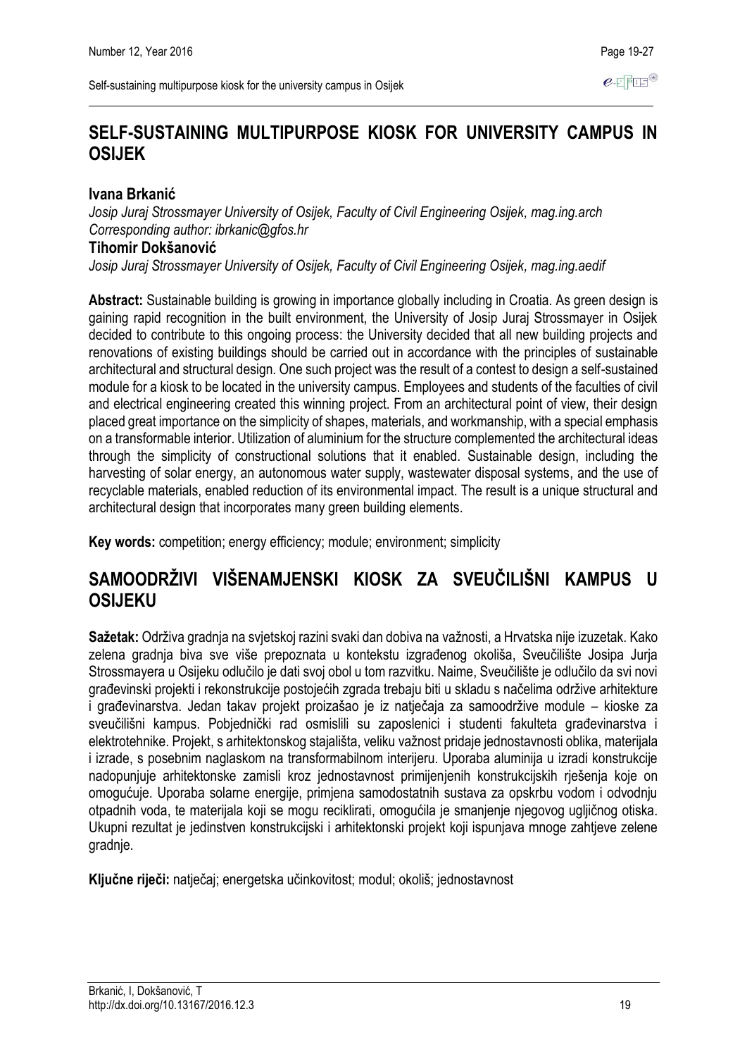# SELF-SUSTAINING MULTIPURPOSE KIOSK FOR UNIVERSITY CAMPUS IN OSIJEK

**Ivana Brkanić**

*Josip Juraj Strossmayer University of Osijek, Faculty of Civil Engineering Osijek, mag.ing.arch*
*Corresponding author: ibrkanic@gfos.hr*

**Tihomir Dokšanović**

*Josip Juraj Strossmayer University of Osijek, Faculty of Civil Engineering Osijek, mag.ing.aedif*

**Abstract:** Sustainable building is growing in importance globally including in Croatia. As green design is gaining rapid recognition in the built environment, the University of Josip Juraj Strossmayer in Osijek decided to contribute to this ongoing process: the University decided that all new building projects and renovations of existing buildings should be carried out in accordance with the principles of sustainable architectural and structural design. One such project was the result of a contest to design a self-sustained module for a kiosk to be located in the university campus. Employees and students of the faculties of civil and electrical engineering created this winning project. From an architectural point of view, their design placed great importance on the simplicity of shapes, materials, and workmanship, with a special emphasis on a transformable interior. Utilization of aluminium for the structure complemented the architectural ideas through the simplicity of constructional solutions that it enabled. Sustainable design, including the harvesting of solar energy, an autonomous water supply, wastewater disposal systems, and the use of recyclable materials, enabled reduction of its environmental impact. The result is a unique structural and architectural design that incorporates many green building elements.

**Key words:** competition; energy efficiency; module; environment; simplicity

# SAMOODRŽIVI VIŠENAMJENSKI KIOSK ZA SVEUČILIŠNI KAMPUS U OSIJEKU

**Sažetak:** Održiva gradnja na svjetskoj razini svaki dan dobiva na važnosti, a Hrvatska nije izuzetak. Kako zelena gradnja biva sve više prepoznata u kontekstu izgrađenog okoliša, Sveučilište Josipa Jurja Strossmayera u Osijeku odlučilo je dati svoj obol u tom razvitku. Naime, Sveučilište je odlučilo da svi novi građevinski projekti i rekonstrukcije postojećih zgrada trebaju biti u skladu s načelima održive arhitekture i građevinarstva. Jedan takav projekt proizašao je iz natječaja za samoodržive module – kioske za sveučilišni kampus. Pobjednički rad osmislili su zaposlenici i studenti fakulteta građevinarstva i elektrotehnike. Projekt, s arhitektonskog stajališta, veliku važnost pridaje jednostavnosti oblika, materijala i izrade, s posebnim naglaskom na transformabilnom interijeru. Uporaba aluminija u izradi konstrukcije nadopunjuje arhitektonske zamisli kroz jednostavnost primijenjenih konstrukcijskih rješenja koje on omogućuje. Uporaba solarne energije, primjena samodostatnih sustava za opskrbu vodom i odvodnju otpadnih voda, te materijala koji se mogu reciklirati, omogućila je smanjenje njegovog ugljičnog otiska. Ukupni rezultat je jedinstven konstrukcijski i arhitektonski projekt koji ispunjava mnoge zahtjeve zelene gradnje.

**Ključne riječi:** natječaj; energetska učinkovitost; modul; okoliš; jednostavnost

Brkanić, I, Dokšanović, T
http://dx.doi.org/10.13167/2016.12.3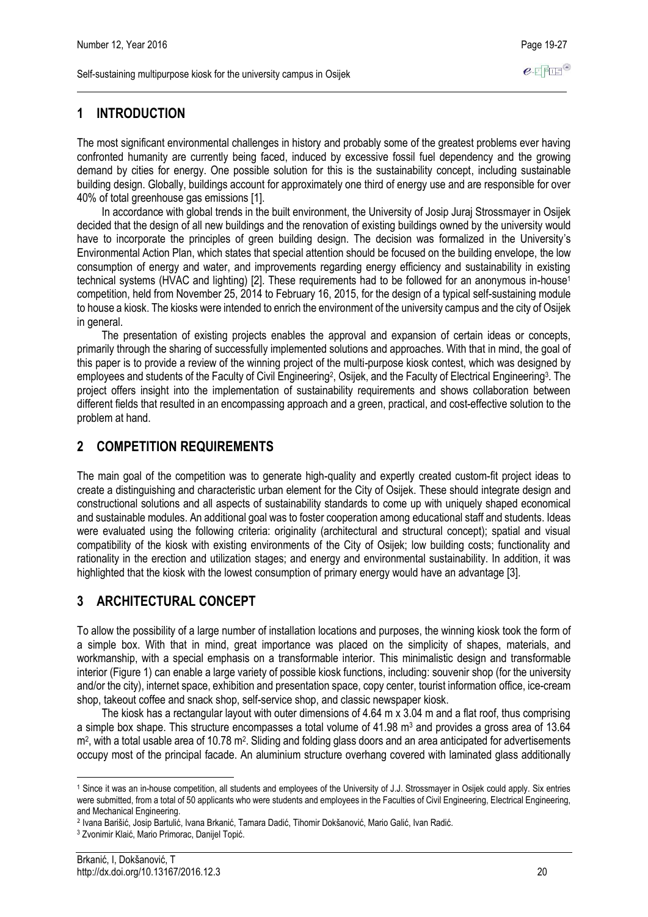## 1 INTRODUCTION

The most significant environmental challenges in history and probably some of the greatest problems ever having confronted humanity are currently being faced, induced by excessive fossil fuel dependency and the growing demand by cities for energy. One possible solution for this is the sustainability concept, including sustainable building design. Globally, buildings account for approximately one third of energy use and are responsible for over 40% of total greenhouse gas emissions [1].

In accordance with global trends in the built environment, the University of Josip Juraj Strossmayer in Osijek decided that the design of all new buildings and the renovation of existing buildings owned by the university would have to incorporate the principles of green building design. The decision was formalized in the University's Environmental Action Plan, which states that special attention should be focused on the building envelope, the low consumption of energy and water, and improvements regarding energy efficiency and sustainability in existing technical systems (HVAC and lighting) [2]. These requirements had to be followed for an anonymous in-house[1] competition, held from November 25, 2014 to February 16, 2015, for the design of a typical self-sustaining module to house a kiosk. The kiosks were intended to enrich the environment of the university campus and the city of Osijek in general.

The presentation of existing projects enables the approval and expansion of certain ideas or concepts, primarily through the sharing of successfully implemented solutions and approaches. With that in mind, the goal of this paper is to provide a review of the winning project of the multi-purpose kiosk contest, which was designed by employees and students of the Faculty of Civil Engineering[2], Osijek, and the Faculty of Electrical Engineering[3]. The project offers insight into the implementation of sustainability requirements and shows collaboration between different fields that resulted in an encompassing approach and a green, practical, and cost-effective solution to the problem at hand.

## 2 COMPETITION REQUIREMENTS

The main goal of the competition was to generate high-quality and expertly created custom-fit project ideas to create a distinguishing and characteristic urban element for the City of Osijek. These should integrate design and constructional solutions and all aspects of sustainability standards to come up with uniquely shaped economical and sustainable modules. An additional goal was to foster cooperation among educational staff and students. Ideas were evaluated using the following criteria: originality (architectural and structural concept); spatial and visual compatibility of the kiosk with existing environments of the City of Osijek; low building costs; functionality and rationality in the erection and utilization stages; and energy and environmental sustainability. In addition, it was highlighted that the kiosk with the lowest consumption of primary energy would have an advantage [3].

## 3 ARCHITECTURAL CONCEPT

To allow the possibility of a large number of installation locations and purposes, the winning kiosk took the form of a simple box. With that in mind, great importance was placed on the simplicity of shapes, materials, and workmanship, with a special emphasis on a transformable interior. This minimalistic design and transformable interior (Figure 1) can enable a large variety of possible kiosk functions, including: souvenir shop (for the university and/or the city), internet space, exhibition and presentation space, copy center, tourist information office, ice-cream shop, takeout coffee and snack shop, self-service shop, and classic newspaper kiosk.

The kiosk has a rectangular layout with outer dimensions of 4.64 m x 3.04 m and a flat roof, thus comprising a simple box shape. This structure encompasses a total volume of 41.98 $m^3$ and provides a gross area of 13.64 $m^2$, with a total usable area of 10.78 $m^2$. Sliding and folding glass doors and an area anticipated for advertisements occupy most of the principal facade. An aluminium structure overhang covered with laminated glass additionally

---

[1] Since it was an in-house competition, all students and employees of the University of J.J. Strossmayer in Osijek could apply. Six entries were submitted, from a total of 50 applicants who were students and employees in the Faculties of Civil Engineering, Electrical Engineering, and Mechanical Engineering.

[2] Ivana Barišić, Josip Bartulić, Ivana Brkanić, Tamara Dadić, Tihomir Dokšanović, Mario Galić, Ivan Radić.

[3] Zvonimir Klaić, Mario Primorac, Danijel Topić.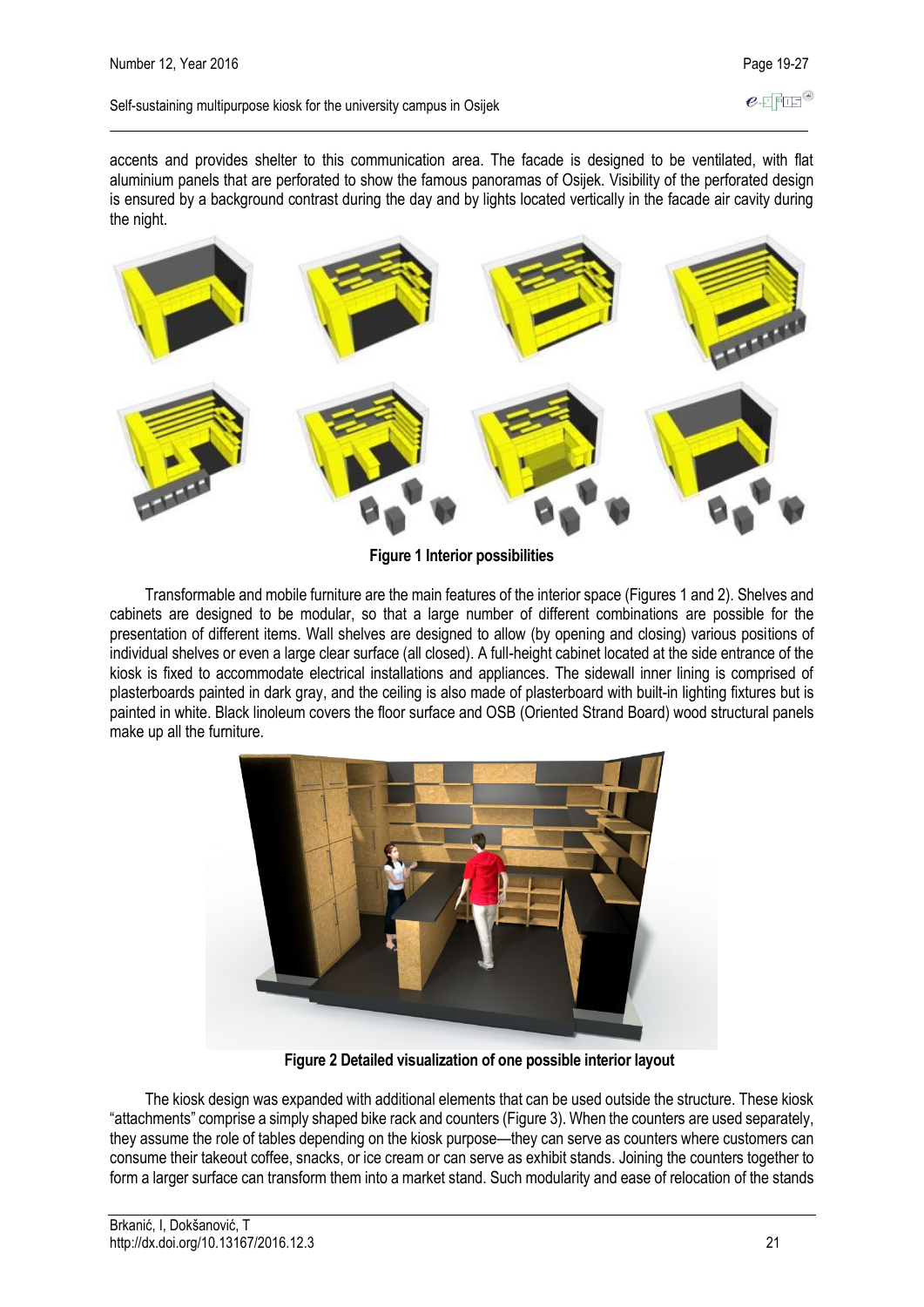accents and provides shelter to this communication area. The facade is designed to be ventilated, with flat aluminium panels that are perforated to show the famous panoramas of Osijek. Visibility of the perforated design is ensured by a background contrast during the day and by lights located vertically in the facade air cavity during the night.

**Figure 1 Interior possibilities**

Transformable and mobile furniture are the main features of the interior space (Figures 1 and 2). Shelves and cabinets are designed to be modular, so that a large number of different combinations are possible for the presentation of different items. Wall shelves are designed to allow (by opening and closing) various positions of individual shelves or even a large clear surface (all closed). A full-height cabinet located at the side entrance of the kiosk is fixed to accommodate electrical installations and appliances. The sidewall inner lining is comprised of plasterboards painted in dark gray, and the ceiling is also made of plasterboard with built-in lighting fixtures but is painted in white. Black linoleum covers the floor surface and OSB (Oriented Strand Board) wood structural panels make up all the furniture.

**Figure 2 Detailed visualization of one possible interior layout**

The kiosk design was expanded with additional elements that can be used outside the structure. These kiosk "attachments" comprise a simply shaped bike rack and counters (Figure 3). When the counters are used separately, they assume the role of tables depending on the kiosk purpose—they can serve as counters where customers can consume their takeout coffee, snacks, or ice cream or can serve as exhibit stands. Joining the counters together to form a larger surface can transform them into a market stand. Such modularity and ease of relocation of the stands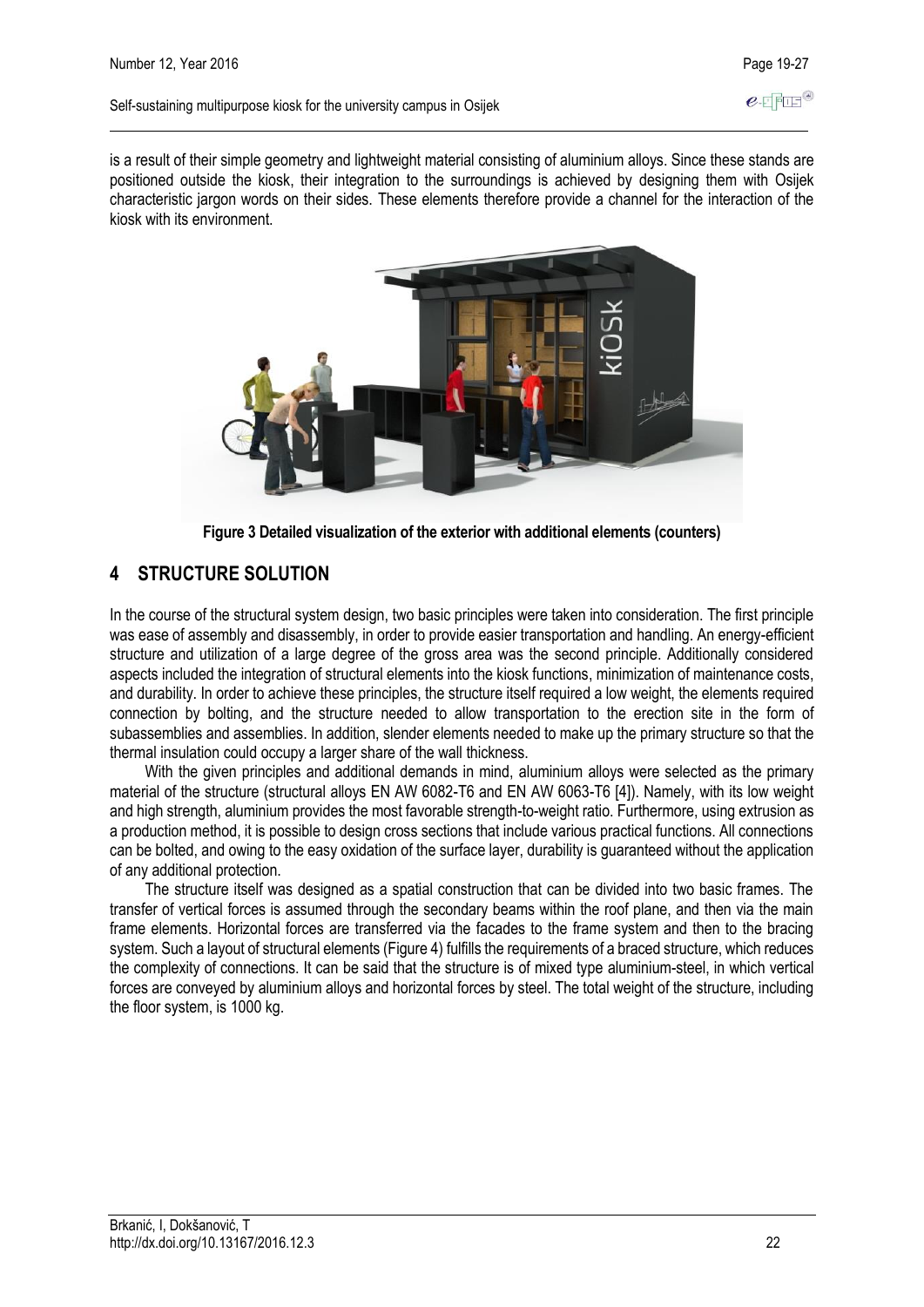is a result of their simple geometry and lightweight material consisting of aluminium alloys. Since these stands are positioned outside the kiosk, their integration to the surroundings is achieved by designing them with Osijek characteristic jargon words on their sides. These elements therefore provide a channel for the interaction of the kiosk with its environment.

**Figure 3 Detailed visualization of the exterior with additional elements (counters)**

## 4 STRUCTURE SOLUTION

In the course of the structural system design, two basic principles were taken into consideration. The first principle was ease of assembly and disassembly, in order to provide easier transportation and handling. An energy-efficient structure and utilization of a large degree of the gross area was the second principle. Additionally considered aspects included the integration of structural elements into the kiosk functions, minimization of maintenance costs, and durability. In order to achieve these principles, the structure itself required a low weight, the elements required connection by bolting, and the structure needed to allow transportation to the erection site in the form of subassemblies and assemblies. In addition, slender elements needed to make up the primary structure so that the thermal insulation could occupy a larger share of the wall thickness.

With the given principles and additional demands in mind, aluminium alloys were selected as the primary material of the structure (structural alloys EN AW 6082-T6 and EN AW 6063-T6 [4]). Namely, with its low weight and high strength, aluminium provides the most favorable strength-to-weight ratio. Furthermore, using extrusion as a production method, it is possible to design cross sections that include various practical functions. All connections can be bolted, and owing to the easy oxidation of the surface layer, durability is guaranteed without the application of any additional protection.

The structure itself was designed as a spatial construction that can be divided into two basic frames. The transfer of vertical forces is assumed through the secondary beams within the roof plane, and then via the main frame elements. Horizontal forces are transferred via the facades to the frame system and then to the bracing system. Such a layout of structural elements (Figure 4) fulfills the requirements of a braced structure, which reduces the complexity of connections. It can be said that the structure is of mixed type aluminium-steel, in which vertical forces are conveyed by aluminium alloys and horizontal forces by steel. The total weight of the structure, including the floor system, is 1000 kg.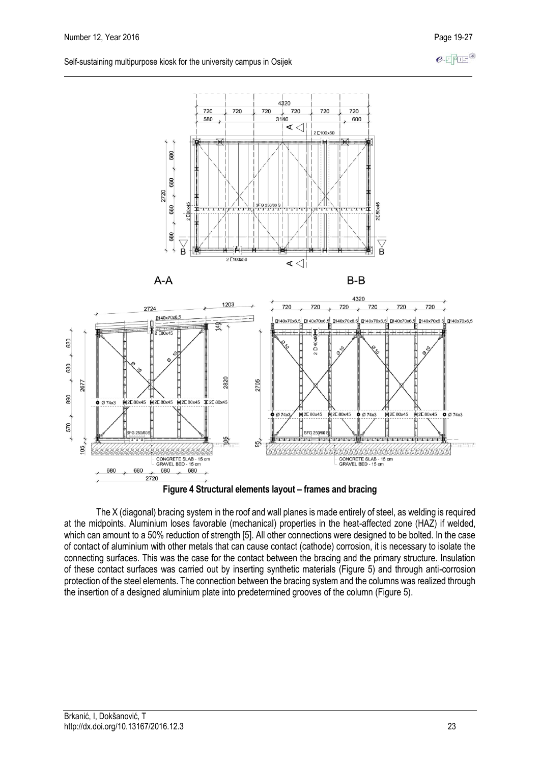**Figure 4 Structural elements layout – frames and bracing**

The X (diagonal) bracing system in the roof and wall planes is made entirely of steel, as welding is required at the midpoints. Aluminium loses favorable (mechanical) properties in the heat-affected zone (HAZ) if welded, which can amount to a 50% reduction of strength [5]. All other connections were designed to be bolted. In the case of contact of aluminium with other metals that can cause contact (cathode) corrosion, it is necessary to isolate the connecting surfaces. This was the case for the contact between the bracing and the primary structure. Insulation of these contact surfaces was carried out by inserting synthetic materials (Figure 5) and through anti-corrosion protection of the steel elements. The connection between the bracing system and the columns was realized through the insertion of a designed aluminium plate into predetermined grooves of the column (Figure 5).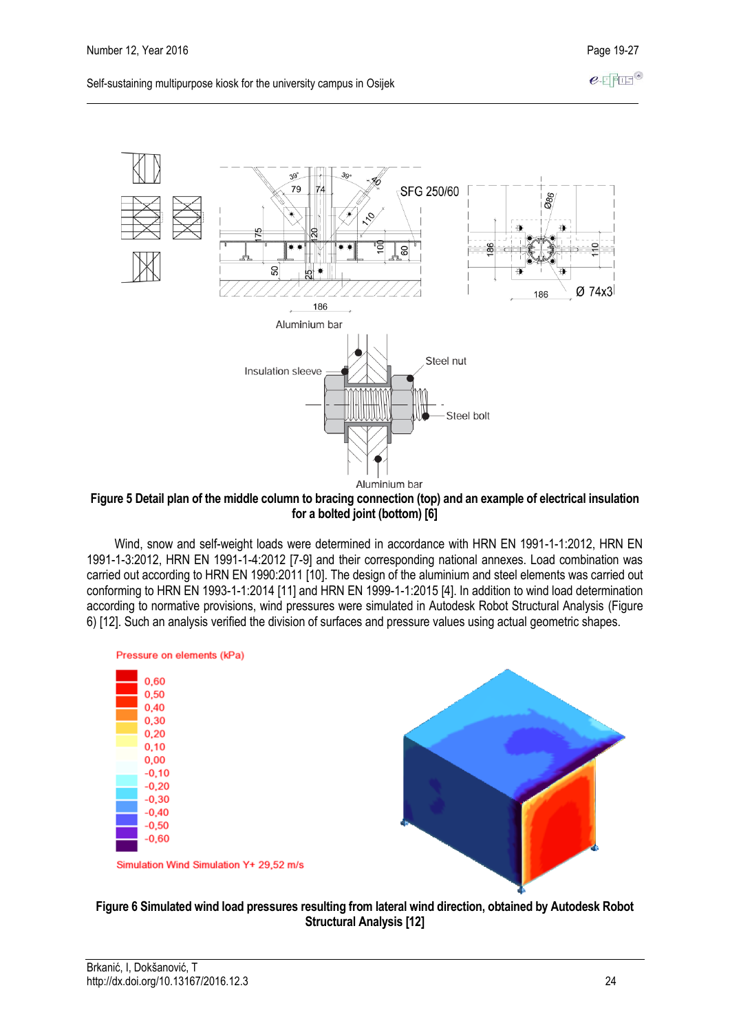**Figure 5 Detail plan of the middle column to bracing connection (top) and an example of electrical insulation for a bolted joint (bottom) [6]**

Wind, snow and self-weight loads were determined in accordance with HRN EN 1991-1-1:2012, HRN EN 1991-1-3:2012, HRN EN 1991-1-4:2012 [7-9] and their corresponding national annexes. Load combination was carried out according to HRN EN 1990:2011 [10]. The design of the aluminium and steel elements was carried out conforming to HRN EN 1993-1-1:2014 [11] and HRN EN 1999-1-1:2015 [4]. In addition to wind load determination according to normative provisions, wind pressures were simulated in Autodesk Robot Structural Analysis (Figure 6) [12]. Such an analysis verified the division of surfaces and pressure values using actual geometric shapes.

**Figure 6 Simulated wind load pressures resulting from lateral wind direction, obtained by Autodesk Robot Structural Analysis [12]**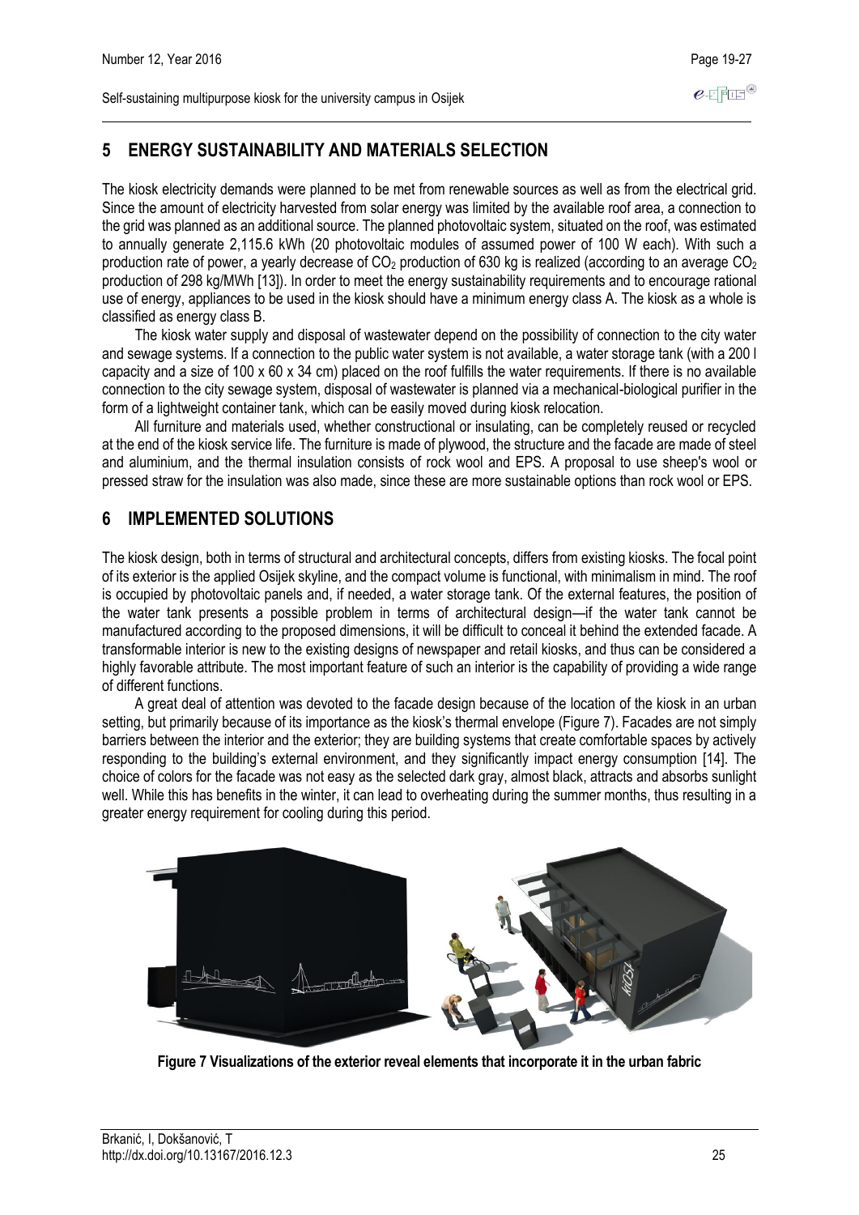## 5 ENERGY SUSTAINABILITY AND MATERIALS SELECTION

The kiosk electricity demands were planned to be met from renewable sources as well as from the electrical grid. Since the amount of electricity harvested from solar energy was limited by the available roof area, a connection to the grid was planned as an additional source. The planned photovoltaic system, situated on the roof, was estimated to annually generate 2,115.6 kWh (20 photovoltaic modules of assumed power of 100 W each). With such a production rate of power, a yearly decrease of $CO_2$ production of 630 kg is realized (according to an average $CO_2$ production of 298 kg/MWh [13]). In order to meet the energy sustainability requirements and to encourage rational use of energy, appliances to be used in the kiosk should have a minimum energy class A. The kiosk as a whole is classified as energy class B.

The kiosk water supply and disposal of wastewater depend on the possibility of connection to the city water and sewage systems. If a connection to the public water system is not available, a water storage tank (with a 200 l capacity and a size of 100 x 60 x 34 cm) placed on the roof fulfills the water requirements. If there is no available connection to the city sewage system, disposal of wastewater is planned via a mechanical-biological purifier in the form of a lightweight container tank, which can be easily moved during kiosk relocation.

All furniture and materials used, whether constructional or insulating, can be completely reused or recycled at the end of the kiosk service life. The furniture is made of plywood, the structure and the facade are made of steel and aluminium, and the thermal insulation consists of rock wool and EPS. A proposal to use sheep's wool or pressed straw for the insulation was also made, since these are more sustainable options than rock wool or EPS.

## 6 IMPLEMENTED SOLUTIONS

The kiosk design, both in terms of structural and architectural concepts, differs from existing kiosks. The focal point of its exterior is the applied Osijek skyline, and the compact volume is functional, with minimalism in mind. The roof is occupied by photovoltaic panels and, if needed, a water storage tank. Of the external features, the position of the water tank presents a possible problem in terms of architectural design—if the water tank cannot be manufactured according to the proposed dimensions, it will be difficult to conceal it behind the extended facade. A transformable interior is new to the existing designs of newspaper and retail kiosks, and thus can be considered a highly favorable attribute. The most important feature of such an interior is the capability of providing a wide range of different functions.

A great deal of attention was devoted to the facade design because of the location of the kiosk in an urban setting, but primarily because of its importance as the kiosk's thermal envelope (Figure 7). Facades are not simply barriers between the interior and the exterior; they are building systems that create comfortable spaces by actively responding to the building's external environment, and they significantly impact energy consumption [14]. The choice of colors for the facade was not easy as the selected dark gray, almost black, attracts and absorbs sunlight well. While this has benefits in the winter, it can lead to overheating during the summer months, thus resulting in a greater energy requirement for cooling during this period.

**Figure 7 Visualizations of the exterior reveal elements that incorporate it in the urban fabric**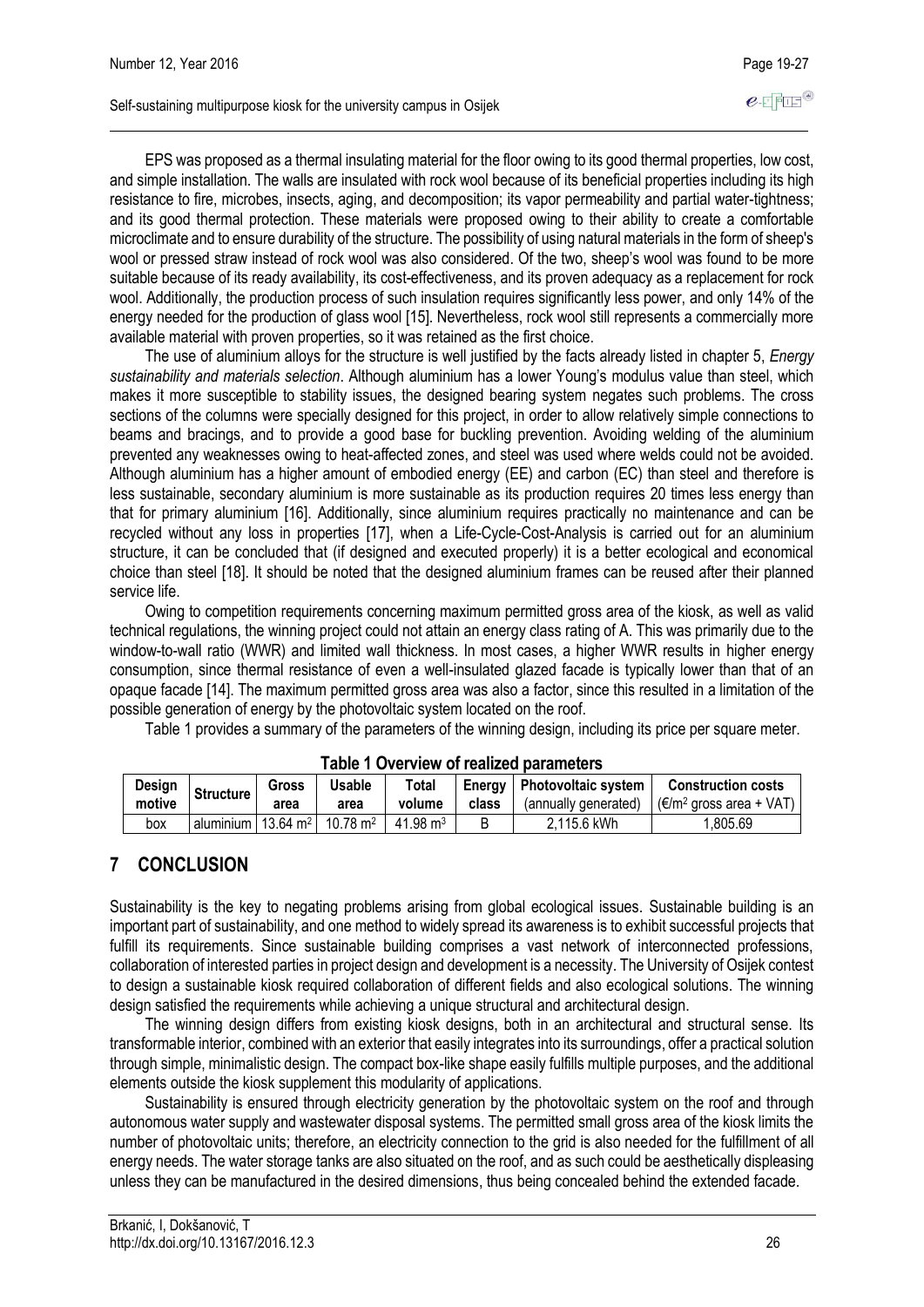EPS was proposed as a thermal insulating material for the floor owing to its good thermal properties, low cost, and simple installation. The walls are insulated with rock wool because of its beneficial properties including its high resistance to fire, microbes, insects, aging, and decomposition; its vapor permeability and partial water-tightness; and its good thermal protection. These materials were proposed owing to their ability to create a comfortable microclimate and to ensure durability of the structure. The possibility of using natural materials in the form of sheep's wool or pressed straw instead of rock wool was also considered. Of the two, sheep's wool was found to be more suitable because of its ready availability, its cost-effectiveness, and its proven adequacy as a replacement for rock wool. Additionally, the production process of such insulation requires significantly less power, and only 14% of the energy needed for the production of glass wool [15]. Nevertheless, rock wool still represents a commercially more available material with proven properties, so it was retained as the first choice.

The use of aluminium alloys for the structure is well justified by the facts already listed in chapter 5, *Energy sustainability and materials selection*. Although aluminium has a lower Young's modulus value than steel, which makes it more susceptible to stability issues, the designed bearing system negates such problems. The cross sections of the columns were specially designed for this project, in order to allow relatively simple connections to beams and bracings, and to provide a good base for buckling prevention. Avoiding welding of the aluminium prevented any weaknesses owing to heat-affected zones, and steel was used where welds could not be avoided. Although aluminium has a higher amount of embodied energy (EE) and carbon (EC) than steel and therefore is less sustainable, secondary aluminium is more sustainable as its production requires 20 times less energy than that for primary aluminium [16]. Additionally, since aluminium requires practically no maintenance and can be recycled without any loss in properties [17], when a Life-Cycle-Cost-Analysis is carried out for an aluminium structure, it can be concluded that (if designed and executed properly) it is a better ecological and economical choice than steel [18]. It should be noted that the designed aluminium frames can be reused after their planned service life.

Owing to competition requirements concerning maximum permitted gross area of the kiosk, as well as valid technical regulations, the winning project could not attain an energy class rating of A. This was primarily due to the window-to-wall ratio (WWR) and limited wall thickness. In most cases, a higher WWR results in higher energy consumption, since thermal resistance of even a well-insulated glazed facade is typically lower than that of an opaque facade [14]. The maximum permitted gross area was also a factor, since this resulted in a limitation of the possible generation of energy by the photovoltaic system located on the roof.

Table 1 provides a summary of the parameters of the winning design, including its price per square meter.

**Table 1 Overview of realized parameters**

| Design motive | Structure | Gross area | Usable area | Total volume | Energy class | Photovoltaic system (annually generated) | Construction costs (€/m² gross area + VAT) |
|---|---|---|---|---|---|---|---|
| box | aluminium | 13.64 m² | 10.78 m² | 41.98 m³ | B | 2,115.6 kWh | 1,805.69 |

## 7 CONCLUSION

Sustainability is the key to negating problems arising from global ecological issues. Sustainable building is an important part of sustainability, and one method to widely spread its awareness is to exhibit successful projects that fulfill its requirements. Since sustainable building comprises a vast network of interconnected professions, collaboration of interested parties in project design and development is a necessity. The University of Osijek contest to design a sustainable kiosk required collaboration of different fields and also ecological solutions. The winning design satisfied the requirements while achieving a unique structural and architectural design.

The winning design differs from existing kiosk designs, both in an architectural and structural sense. Its transformable interior, combined with an exterior that easily integrates into its surroundings, offer a practical solution through simple, minimalistic design. The compact box-like shape easily fulfills multiple purposes, and the additional elements outside the kiosk supplement this modularity of applications.

Sustainability is ensured through electricity generation by the photovoltaic system on the roof and through autonomous water supply and wastewater disposal systems. The permitted small gross area of the kiosk limits the number of photovoltaic units; therefore, an electricity connection to the grid is also needed for the fulfillment of all energy needs. The water storage tanks are also situated on the roof, and as such could be aesthetically displeasing unless they can be manufactured in the desired dimensions, thus being concealed behind the extended facade.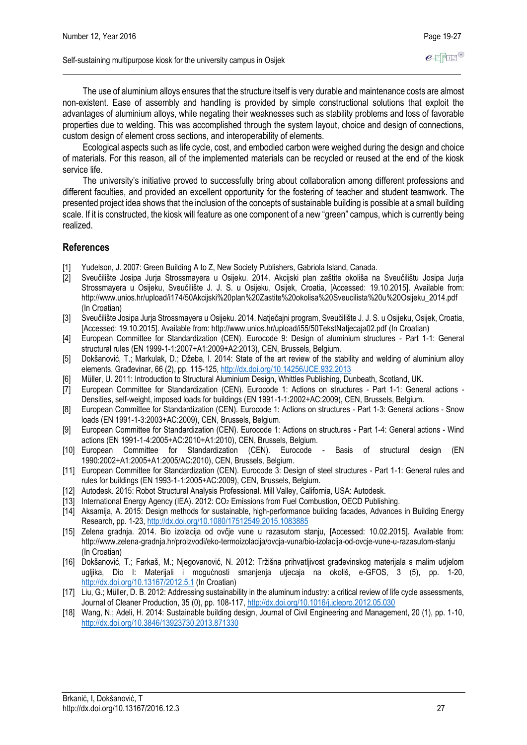The use of aluminium alloys ensures that the structure itself is very durable and maintenance costs are almost non-existent. Ease of assembly and handling is provided by simple constructional solutions that exploit the advantages of aluminium alloys, while negating their weaknesses such as stability problems and loss of favorable properties due to welding. This was accomplished through the system layout, choice and design of connections, custom design of element cross sections, and interoperability of elements.

Ecological aspects such as life cycle, cost, and embodied carbon were weighed during the design and choice of materials. For this reason, all of the implemented materials can be recycled or reused at the end of the kiosk service life.

The university's initiative proved to successfully bring about collaboration among different professions and different faculties, and provided an excellent opportunity for the fostering of teacher and student teamwork. The presented project idea shows that the inclusion of the concepts of sustainable building is possible at a small building scale. If it is constructed, the kiosk will feature as one component of a new "green" campus, which is currently being realized.

## References

[1] Yudelson, J. 2007: Green Building A to Z, New Society Publishers, Gabriola Island, Canada.

[2] Sveučilište Josipa Jurja Strossmayera u Osijeku. 2014. Akcijski plan zaštite okoliša na Sveučilištu Josipa Jurja Strossmayera u Osijeku, Sveučilište J. J. S. u Osijeku, Osijek, Croatia, [Accessed: 19.10.2015]. Available from: http://www.unios.hr/upload/i174/50Akcijski%20plan%20Zastite%20okolisa%20Sveucilista%20u%20Osijeku_2014.pdf (In Croatian)

[3] Sveučilište Josipa Jurja Strossmayera u Osijeku. 2014. Natječajni program, Sveučilište J. J. S. u Osijeku, Osijek, Croatia, [Accessed: 19.10.2015]. Available from: http://www.unios.hr/upload/i55/50TekstNatjecaja02.pdf (In Croatian)

[4] European Committee for Standardization (CEN). Eurocode 9: Design of aluminium structures - Part 1-1: General structural rules (EN 1999-1-1:2007+A1:2009+A2:2013), CEN, Brussels, Belgium.

[5] Dokšanović, T.; Markulak, D.; Džeba, I. 2014: State of the art review of the stability and welding of aluminium alloy elements, Građevinar, 66 (2), pp. 115-125, http://dx.doi.org/10.14256/JCE.932.2013

[6] Müller, U. 2011: Introduction to Structural Aluminium Design, Whittles Publishing, Dunbeath, Scotland, UK.

[7] European Committee for Standardization (CEN). Eurocode 1: Actions on structures - Part 1-1: General actions - Densities, self-weight, imposed loads for buildings (EN 1991-1-1:2002+AC:2009), CEN, Brussels, Belgium.

[8] European Committee for Standardization (CEN). Eurocode 1: Actions on structures - Part 1-3: General actions - Snow loads (EN 1991-1-3:2003+AC:2009), CEN, Brussels, Belgium.

[9] European Committee for Standardization (CEN). Eurocode 1: Actions on structures - Part 1-4: General actions - Wind actions (EN 1991-1-4:2005+AC:2010+A1:2010), CEN, Brussels, Belgium.

[10] European Committee for Standardization (CEN). Eurocode - Basis of structural design (EN 1990:2002+A1:2005+A1:2005/AC:2010), CEN, Brussels, Belgium.

[11] European Committee for Standardization (CEN). Eurocode 3: Design of steel structures - Part 1-1: General rules and rules for buildings (EN 1993-1-1:2005+AC:2009), CEN, Brussels, Belgium.

[12] Autodesk. 2015: Robot Structural Analysis Professional. Mill Valley, California, USA: Autodesk.

[13] International Energy Agency (IEA). 2012: $CO_2$ Emissions from Fuel Combustion, OECD Publishing.

[14] Aksamija, A. 2015: Design methods for sustainable, high-performance building facades, Advances in Building Energy Research, pp. 1-23, http://dx.doi.org/10.1080/17512549.2015.1083885

[15] Zelena gradnja. 2014. Bio izolacija od ovčje vune u razasutom stanju, [Accessed: 10.02.2015]. Available from: http://www.zelena-gradnja.hr/proizvodi/eko-termoizolacija/ovcja-vuna/bio-izolacija-od-ovcje-vune-u-razasutom-stanju (In Croatian)

[16] Dokšanović, T.; Farkaš, M.; Njegovanović, N. 2012: Tržišna prihvatljivost građevinskog materijala s malim udjelom ugljika, Dio I: Materijali i mogućnosti smanjenja utjecaja na okoliš, e-GFOS, 3 (5), pp. 1-20, http://dx.doi.org/10.13167/2012.5.1 (In Croatian)

[17] Liu, G.; Müller, D. B. 2012: Addressing sustainability in the aluminum industry: a critical review of life cycle assessments, Journal of Cleaner Production, 35 (0), pp. 108-117, http://dx.doi.org/10.1016/j.jclepro.2012.05.030

[18] Wang, N.; Adeli, H. 2014: Sustainable building design, Journal of Civil Engineering and Management, 20 (1), pp. 1-10, http://dx.doi.org/10.3846/13923730.2013.871330